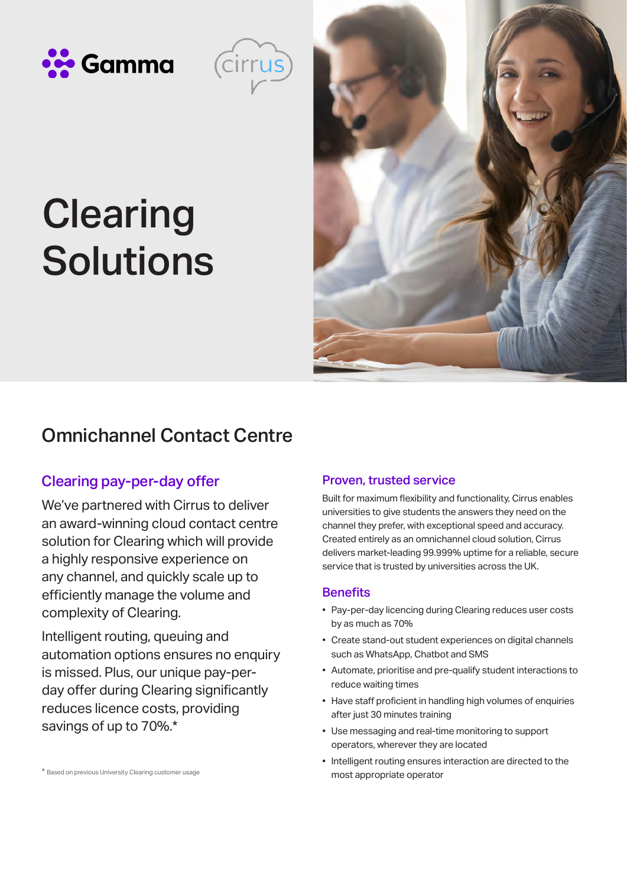Gamma

cirrus

# Clearing Solutions

## Omnichannel Contact Centre

### Clearing pay-per-day offer

We've partnered with Cirrus to deliver an award-winning cloud contact centre solution for Clearing which will provide a highly responsive experience on any channel, and quickly scale up to efficiently manage the volume and complexity of Clearing.

Intelligent routing, queuing and automation options ensures no enquiry is missed. Plus, our unique pay-per-day offer during Clearing significantly reduces licence costs, providing savings of up to 70%.*

* Based on previous University Clearing customer usage

### Proven, trusted service

Built for maximum flexibility and functionality, Cirrus enables universities to give students the answers they need on the channel they prefer, with exceptional speed and accuracy. Created entirely as an omnichannel cloud solution, Cirrus delivers market-leading 99.999% uptime for a reliable, secure service that is trusted by universities across the UK.

### Benefits

- Pay-per-day licencing during Clearing reduces user costs by as much as 70%
- Create stand-out student experiences on digital channels such as WhatsApp, Chatbot and SMS
- Automate, prioritise and pre-qualify student interactions to reduce waiting times
- Have staff proficient in handling high volumes of enquiries after just 30 minutes training
- Use messaging and real-time monitoring to support operators, wherever they are located
- Intelligent routing ensures interaction are directed to the most appropriate operator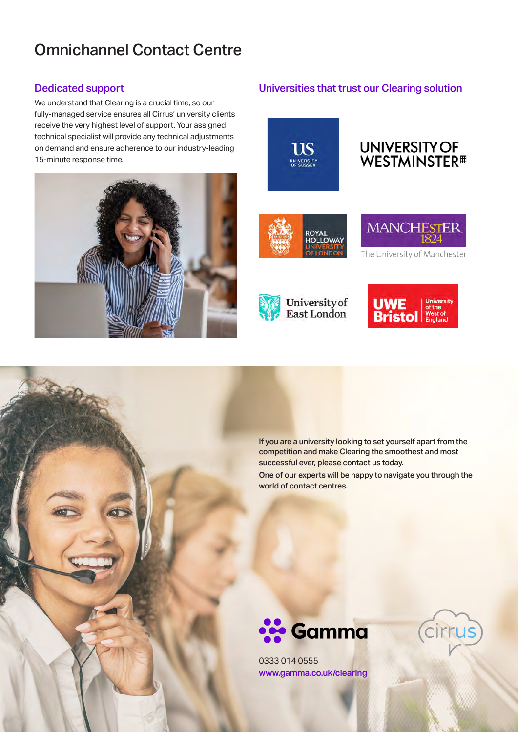# Omnichannel Contact Centre

## Dedicated support

We understand that Clearing is a crucial time, so our fully-managed service ensures all Cirrus' university clients receive the very highest level of support. Your assigned technical specialist will provide any technical adjustments on demand and ensure adherence to our industry-leading 15-minute response time.

## Universities that trust our Clearing solution

US University of Sussex

University of Westminster

Royal Holloway University of London

Manchester 1824 The University of Manchester

University of East London

UWE Bristol University of the West of England

If you are a university looking to set yourself apart from the competition and make Clearing the smoothest and most successful ever, please contact us today.

One of our experts will be happy to navigate you through the world of contact centres.

Gamma

cirrus

0333 014 0555

www.gamma.co.uk/clearing